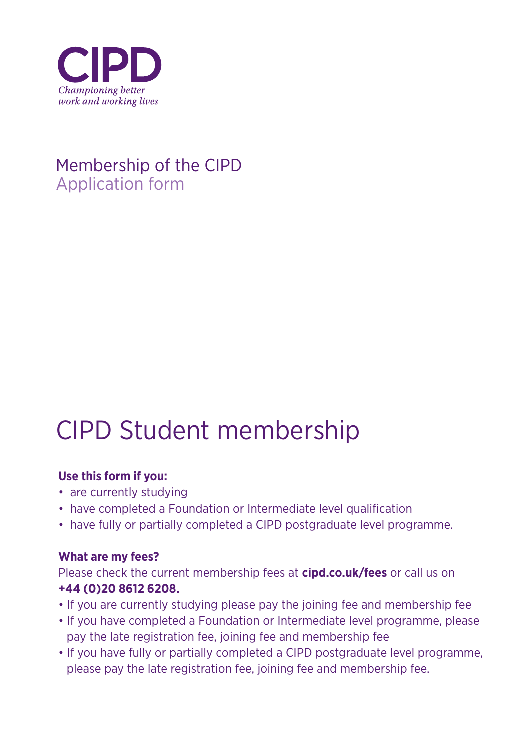CIPD

*Championing better work and working lives*

# Membership of the CIPD
## Application form

# CIPD Student membership

**Use this form if you:**

- are currently studying
- have completed a Foundation or Intermediate level qualification
- have fully or partially completed a CIPD postgraduate level programme.

**What are my fees?**

Please check the current membership fees at **cipd.co.uk/fees** or call us on **+44 (0)20 8612 6208.**

- If you are currently studying please pay the joining fee and membership fee
- If you have completed a Foundation or Intermediate level programme, please pay the late registration fee, joining fee and membership fee
- If you have fully or partially completed a CIPD postgraduate level programme, please pay the late registration fee, joining fee and membership fee.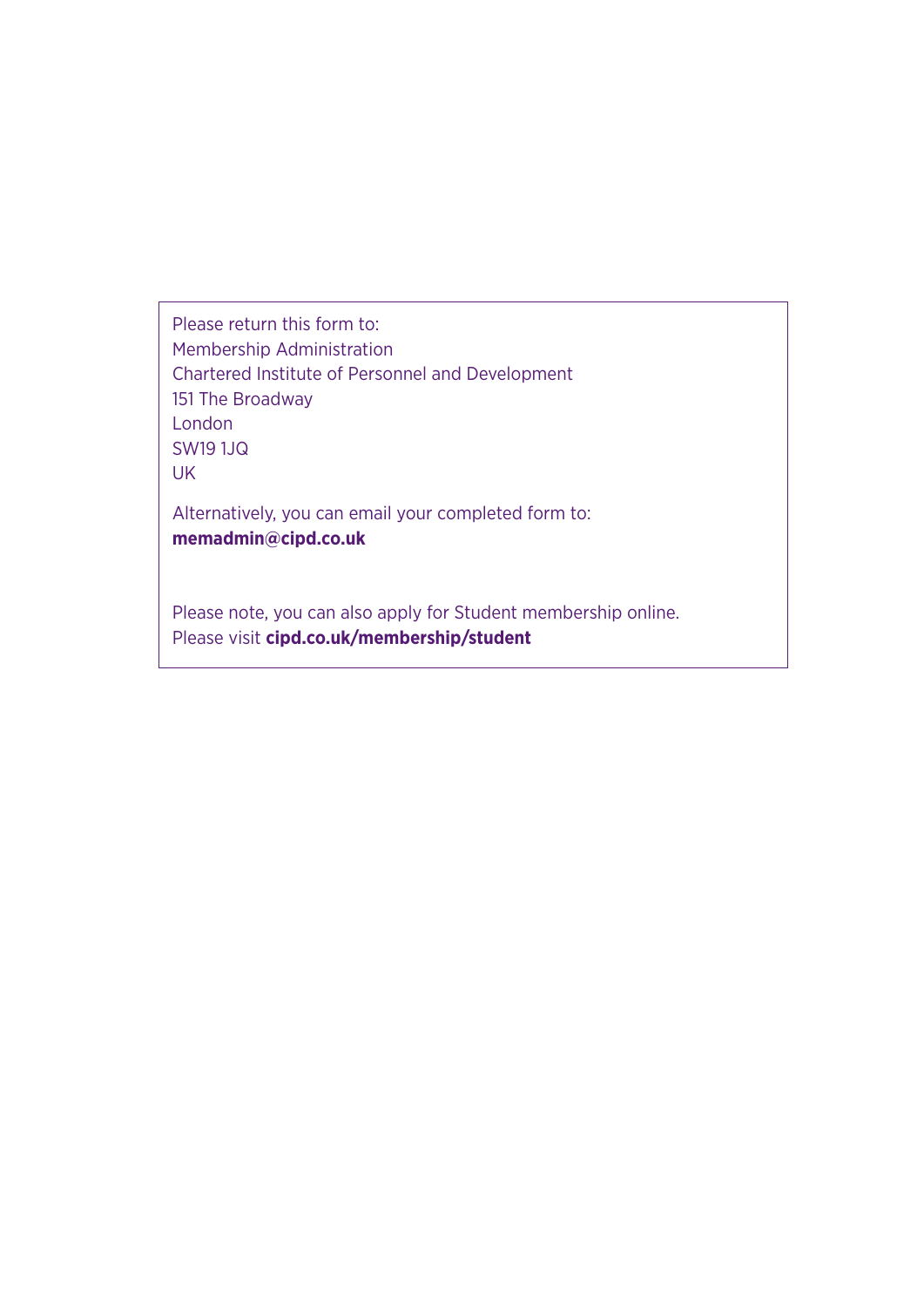Please return this form to:
Membership Administration
Chartered Institute of Personnel and Development
151 The Broadway
London
SW19 1JQ
UK

Alternatively, you can email your completed form to:
**memadmin@cipd.co.uk**

Please note, you can also apply for Student membership online.
Please visit **cipd.co.uk/membership/student**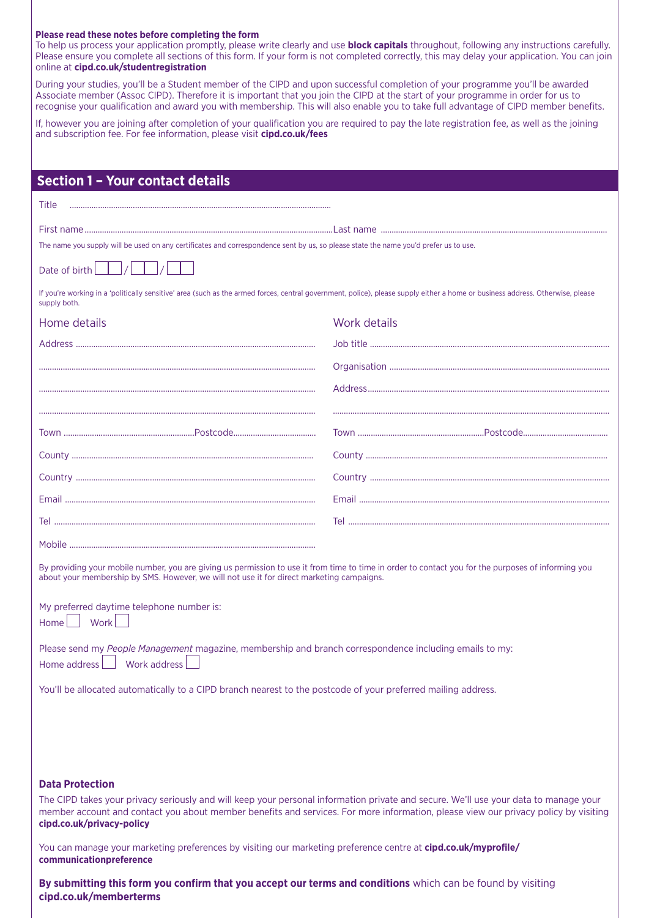**Please read these notes before completing the form**

To help us process your application promptly, please write clearly and use **block capitals** throughout, following any instructions carefully. Please ensure you complete all sections of this form. If your form is not completed correctly, this may delay your application. You can join online at **cipd.co.uk/studentregistration**

During your studies, you'll be a Student member of the CIPD and upon successful completion of your programme you'll be awarded Associate member (Assoc CIPD). Therefore it is important that you join the CIPD at the start of your programme in order for us to recognise your qualification and award you with membership. This will also enable you to take full advantage of CIPD member benefits.

If, however you are joining after completion of your qualification you are required to pay the late registration fee, as well as the joining and subscription fee. For fee information, please visit **cipd.co.uk/fees**

## Section 1 – Your contact details

Title ..........................................

First name .......................................... Last name ..........................................

The name you supply will be used on any certificates and correspondence sent by us, so please state the name you'd prefer us to use.

Date of birth ☐☐ / ☐☐ / ☐☐

If you're working in a 'politically sensitive' area (such as the armed forces, central government, police), please supply either a home or business address. Otherwise, please supply both.

| Home details | Work details |
|---|---|
| Address .......................................... | Job title .......................................... |
| .......................................... | Organisation .......................................... |
| .......................................... | Address .......................................... |
| .......................................... | .......................................... |
| Town .................... Postcode .................... | Town .................... Postcode .................... |
| County .......................................... | County .......................................... |
| Country .......................................... | Country .......................................... |
| Email .......................................... | Email .......................................... |
| Tel .......................................... | Tel .......................................... |
| Mobile .......................................... | |

By providing your mobile number, you are giving us permission to use it from time to time in order to contact you for the purposes of informing you about your membership by SMS. However, we will not use it for direct marketing campaigns.

My preferred daytime telephone number is:
Home ☐ Work ☐

Please send my *People Management* magazine, membership and branch correspondence including emails to my:
Home address ☐ Work address ☐

You'll be allocated automatically to a CIPD branch nearest to the postcode of your preferred mailing address.

**Data Protection**

The CIPD takes your privacy seriously and will keep your personal information private and secure. We'll use your data to manage your member account and contact you about member benefits and services. For more information, please view our privacy policy by visiting **cipd.co.uk/privacy-policy**

You can manage your marketing preferences by visiting our marketing preference centre at **cipd.co.uk/myprofile/communicationpreference**

**By submitting this form you confirm that you accept our terms and conditions** which can be found by visiting **cipd.co.uk/memberterms**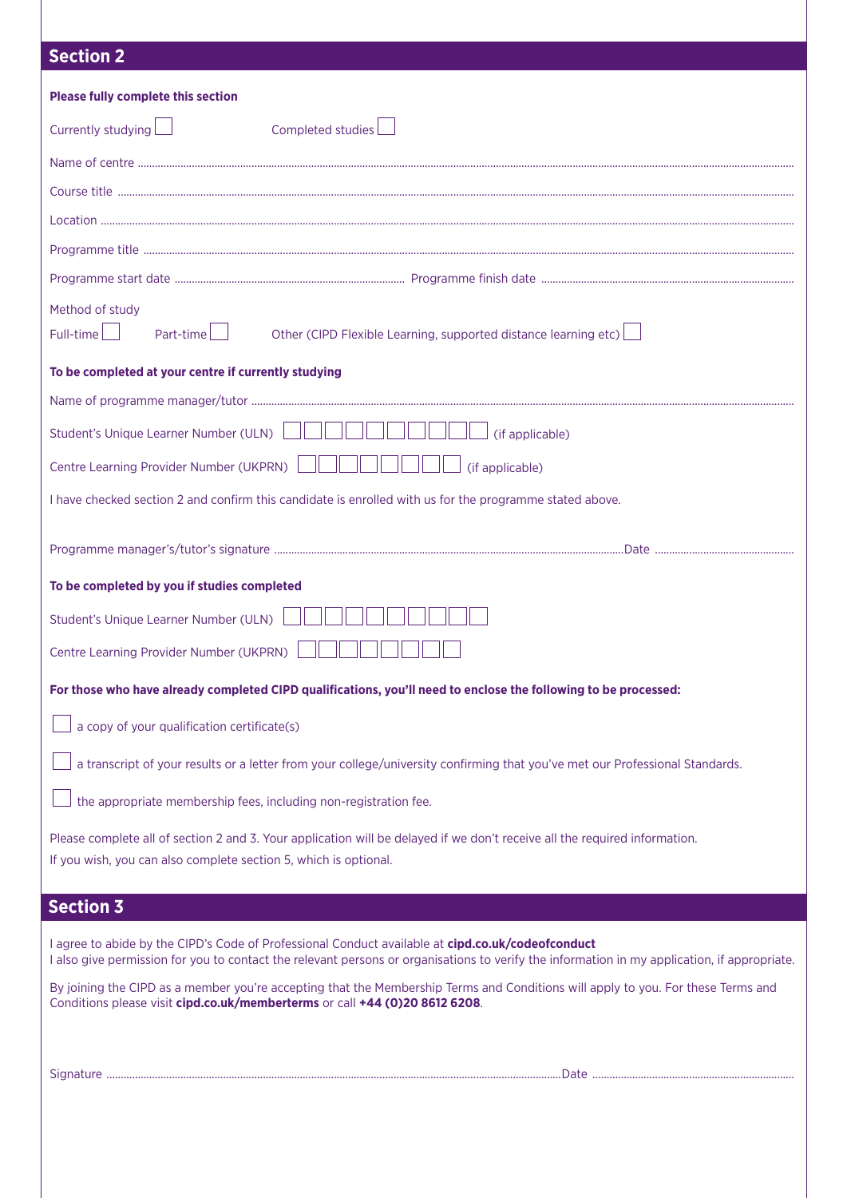## Section 2

**Please fully complete this section**

Currently studying ☐ Completed studies ☐

Name of centre ..........................................................................................................

Course title ..........................................................................................................

Location ..........................................................................................................

Programme title ..........................................................................................................

Programme start date .................................................. Programme finish date ..................................................

Method of study

Full-time ☐ Part-time ☐ Other (CIPD Flexible Learning, supported distance learning etc) ☐

**To be completed at your centre if currently studying**

Name of programme manager/tutor ..........................................................................................................

Student's Unique Learner Number (ULN) ☐☐☐☐☐☐☐☐☐☐ (if applicable)

Centre Learning Provider Number (UKPRN) ☐☐☐☐☐☐☐☐ (if applicable)

I have checked section 2 and confirm this candidate is enrolled with us for the programme stated above.

Programme manager's/tutor's signature ..................................................Date ..................................................

**To be completed by you if studies completed**

Student's Unique Learner Number (ULN) ☐☐☐☐☐☐☐☐☐☐

Centre Learning Provider Number (UKPRN) ☐☐☐☐☐☐☐☐

**For those who have already completed CIPD qualifications, you'll need to enclose the following to be processed:**

☐ a copy of your qualification certificate(s)

☐ a transcript of your results or a letter from your college/university confirming that you've met our Professional Standards.

☐ the appropriate membership fees, including non-registration fee.

Please complete all of section 2 and 3. Your application will be delayed if we don't receive all the required information.
If you wish, you can also complete section 5, which is optional.

## Section 3

I agree to abide by the CIPD's Code of Professional Conduct available at **cipd.co.uk/codeofconduct**
I also give permission for you to contact the relevant persons or organisations to verify the information in my application, if appropriate.

By joining the CIPD as a member you're accepting that the Membership Terms and Conditions will apply to you. For these Terms and Conditions please visit **cipd.co.uk/memberterms** or call **+44 (0)20 8612 6208**.

Signature ..................................................Date ..................................................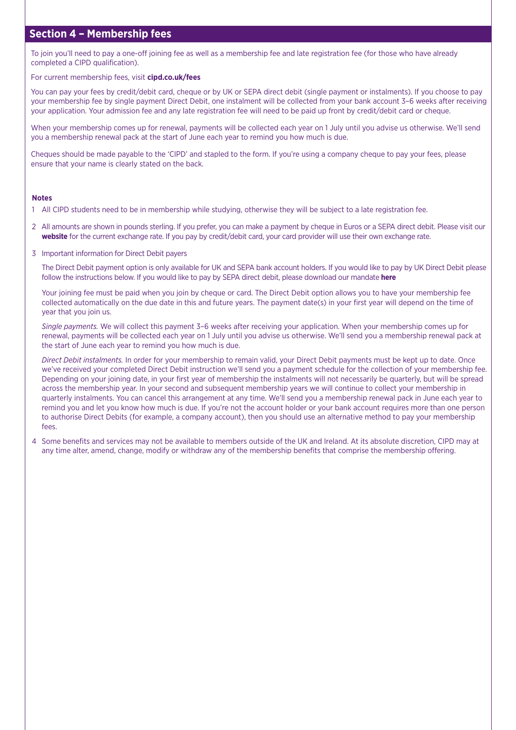## Section 4 – Membership fees

To join you'll need to pay a one-off joining fee as well as a membership fee and late registration fee (for those who have already completed a CIPD qualification).

For current membership fees, visit **cipd.co.uk/fees**

You can pay your fees by credit/debit card, cheque or by UK or SEPA direct debit (single payment or instalments). If you choose to pay your membership fee by single payment Direct Debit, one instalment will be collected from your bank account 3–6 weeks after receiving your application. Your admission fee and any late registration fee will need to be paid up front by credit/debit card or cheque.

When your membership comes up for renewal, payments will be collected each year on 1 July until you advise us otherwise. We'll send you a membership renewal pack at the start of June each year to remind you how much is due.

Cheques should be made payable to the 'CIPD' and stapled to the form. If you're using a company cheque to pay your fees, please ensure that your name is clearly stated on the back.

**Notes**

1. All CIPD students need to be in membership while studying, otherwise they will be subject to a late registration fee.
2. All amounts are shown in pounds sterling. If you prefer, you can make a payment by cheque in Euros or a SEPA direct debit. Please visit our **website** for the current exchange rate. If you pay by credit/debit card, your card provider will use their own exchange rate.
3. Important information for Direct Debit payers

   The Direct Debit payment option is only available for UK and SEPA bank account holders. If you would like to pay by UK Direct Debit please follow the instructions below. If you would like to pay by SEPA direct debit, please download our mandate **here**

   Your joining fee must be paid when you join by cheque or card. The Direct Debit option allows you to have your membership fee collected automatically on the due date in this and future years. The payment date(s) in your first year will depend on the time of year that you join us.

   *Single payments.* We will collect this payment 3–6 weeks after receiving your application. When your membership comes up for renewal, payments will be collected each year on 1 July until you advise us otherwise. We'll send you a membership renewal pack at the start of June each year to remind you how much is due.

   *Direct Debit instalments.* In order for your membership to remain valid, your Direct Debit payments must be kept up to date. Once we've received your completed Direct Debit instruction we'll send you a payment schedule for the collection of your membership fee. Depending on your joining date, in your first year of membership the instalments will not necessarily be quarterly, but will be spread across the membership year. In your second and subsequent membership years we will continue to collect your membership in quarterly instalments. You can cancel this arrangement at any time. We'll send you a membership renewal pack in June each year to remind you and let you know how much is due. If you're not the account holder or your bank account requires more than one person to authorise Direct Debits (for example, a company account), then you should use an alternative method to pay your membership fees.
4. Some benefits and services may not be available to members outside of the UK and Ireland. At its absolute discretion, CIPD may at any time alter, amend, change, modify or withdraw any of the membership benefits that comprise the membership offering.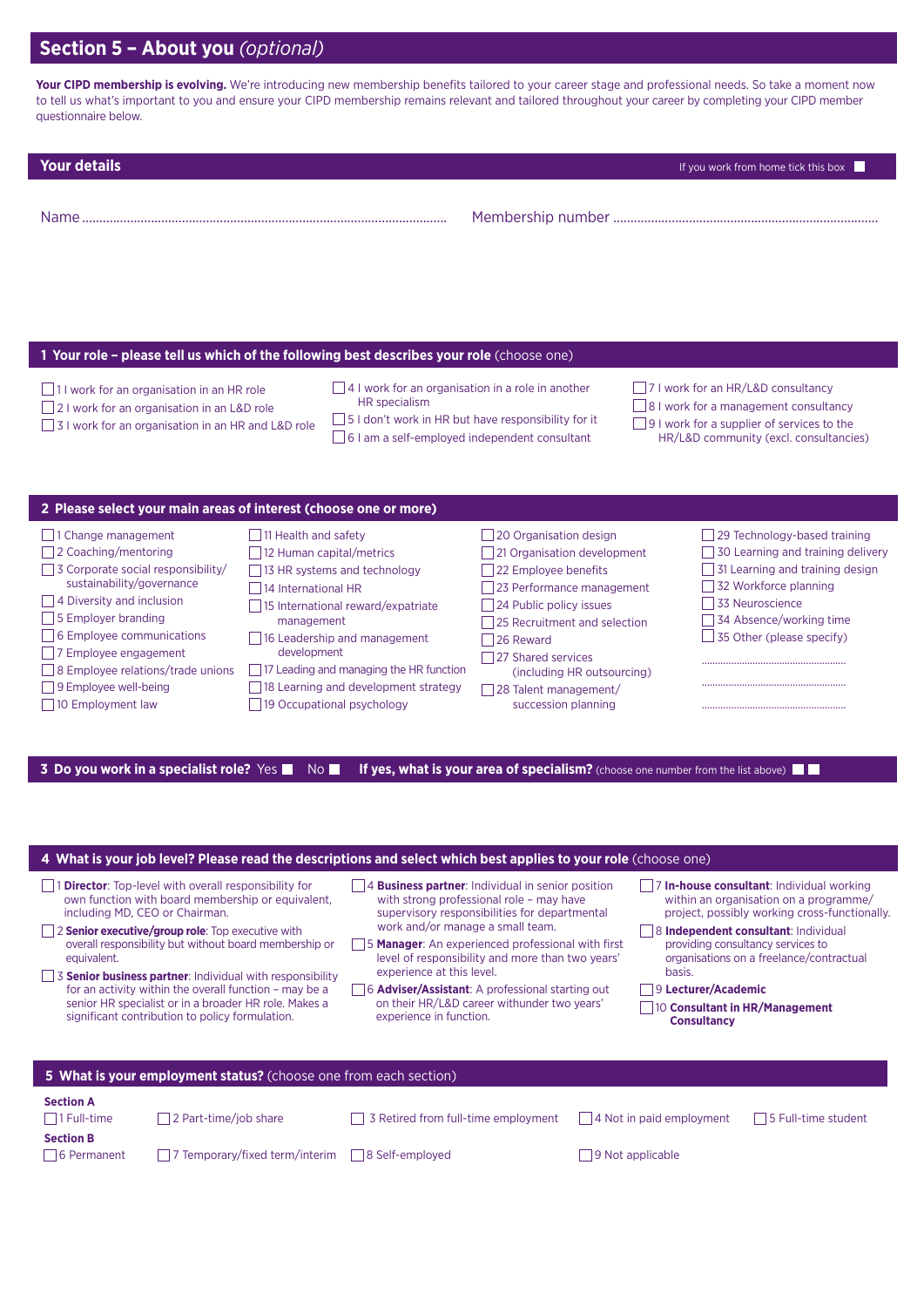## Section 5 – About you *(optional)*

**Your CIPD membership is evolving.** We're introducing new membership benefits tailored to your career stage and professional needs. So take a moment now to tell us what's important to you and ensure your CIPD membership remains relevant and tailored throughout your career by completing your CIPD member questionnaire below.

### Your details

If you work from home tick this box ☐

Name ..........................................................................................................

Membership number ..........................................................................................

### 1 Your role – please tell us which of the following best describes your role (choose one)

- ☐ 1 I work for an organisation in an HR role
- ☐ 2 I work for an organisation in an L&D role
- ☐ 3 I work for an organisation in an HR and L&D role
- ☐ 4 I work for an organisation in a role in another HR specialism
- ☐ 5 I don't work in HR but have responsibility for it
- ☐ 6 I am a self-employed independent consultant
- ☐ 7 I work for an HR/L&D consultancy
- ☐ 8 I work for a management consultancy
- ☐ 9 I work for a supplier of services to the HR/L&D community (excl. consultancies)

### 2 Please select your main areas of interest (choose one or more)

- ☐ 1 Change management
- ☐ 2 Coaching/mentoring
- ☐ 3 Corporate social responsibility/sustainability/governance
- ☐ 4 Diversity and inclusion
- ☐ 5 Employer branding
- ☐ 6 Employee communications
- ☐ 7 Employee engagement
- ☐ 8 Employee relations/trade unions
- ☐ 9 Employee well-being
- ☐ 10 Employment law
- ☐ 11 Health and safety
- ☐ 12 Human capital/metrics
- ☐ 13 HR systems and technology
- ☐ 14 International HR
- ☐ 15 International reward/expatriate management
- ☐ 16 Leadership and management development
- ☐ 17 Leading and managing the HR function
- ☐ 18 Learning and development strategy
- ☐ 19 Occupational psychology
- ☐ 20 Organisation design
- ☐ 21 Organisation development
- ☐ 22 Employee benefits
- ☐ 23 Performance management
- ☐ 24 Public policy issues
- ☐ 25 Recruitment and selection
- ☐ 26 Reward
- ☐ 27 Shared services (including HR outsourcing)
- ☐ 28 Talent management/succession planning
- ☐ 29 Technology-based training
- ☐ 30 Learning and training delivery
- ☐ 31 Learning and training design
- ☐ 32 Workforce planning
- ☐ 33 Neuroscience
- ☐ 34 Absence/working time
- ☐ 35 Other (please specify)

.......................................................

.......................................................

.......................................................

### 3 Do you work in a specialist role? Yes ☐ No ☐ If yes, what is your area of specialism? (choose one number from the list above) ☐☐

### 4 What is your job level? Please read the descriptions and select which best applies to your role (choose one)

- ☐ 1 **Director**: Top-level with overall responsibility for own function with board membership or equivalent, including MD, CEO or Chairman.
- ☐ 2 **Senior executive/group role**: Top executive with overall responsibility but without board membership or equivalent.
- ☐ 3 **Senior business partner**: Individual with responsibility for an activity within the overall function – may be a senior HR specialist or in a broader HR role. Makes a significant contribution to policy formulation.
- ☐ 4 **Business partner**: Individual in senior position with strong professional role – may have supervisory responsibilities for departmental work and/or manage a small team.
- ☐ 5 **Manager**: An experienced professional with first level of responsibility and more than two years' experience at this level.
- ☐ 6 **Adviser/Assistant**: A professional starting out on their HR/L&D career withunder two years' experience in function.
- ☐ 7 **In-house consultant**: Individual working within an organisation on a programme/project, possibly working cross-functionally.
- ☐ 8 **Independent consultant**: Individual providing consultancy services to organisations on a freelance/contractual basis.
- ☐ 9 **Lecturer/Academic**
- ☐ 10 **Consultant in HR/Management Consultancy**

### 5 What is your employment status? (choose one from each section)

**Section A**

☐ 1 Full-time ☐ 2 Part-time/job share ☐ 3 Retired from full-time employment ☐ 4 Not in paid employment ☐ 5 Full-time student

**Section B**

☐ 6 Permanent ☐ 7 Temporary/fixed term/interim ☐ 8 Self-employed ☐ 9 Not applicable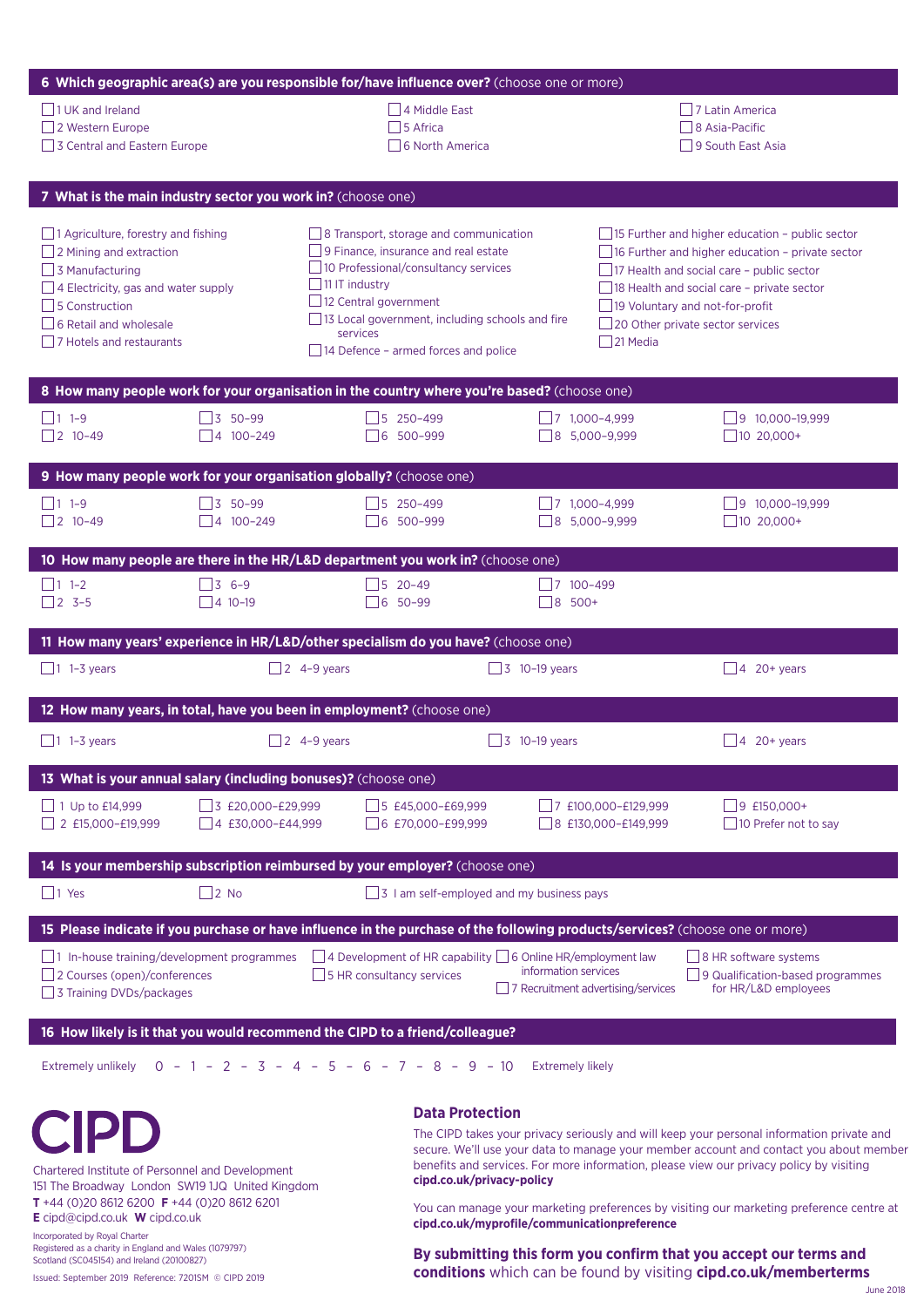## 6 Which geographic area(s) are you responsible for/have influence over? (choose one or more)

- ☐ 1 UK and Ireland
- ☐ 2 Western Europe
- ☐ 3 Central and Eastern Europe
- ☐ 4 Middle East
- ☐ 5 Africa
- ☐ 6 North America
- ☐ 7 Latin America
- ☐ 8 Asia-Pacific
- ☐ 9 South East Asia

## 7 What is the main industry sector you work in? (choose one)

- ☐ 1 Agriculture, forestry and fishing
- ☐ 2 Mining and extraction
- ☐ 3 Manufacturing
- ☐ 4 Electricity, gas and water supply
- ☐ 5 Construction
- ☐ 6 Retail and wholesale
- ☐ 7 Hotels and restaurants
- ☐ 8 Transport, storage and communication
- ☐ 9 Finance, insurance and real estate
- ☐ 10 Professional/consultancy services
- ☐ 11 IT industry
- ☐ 12 Central government
- ☐ 13 Local government, including schools and fire services
- ☐ 14 Defence – armed forces and police
- ☐ 15 Further and higher education – public sector
- ☐ 16 Further and higher education – private sector
- ☐ 17 Health and social care – public sector
- ☐ 18 Health and social care – private sector
- ☐ 19 Voluntary and not-for-profit
- ☐ 20 Other private sector services
- ☐ 21 Media

## 8 How many people work for your organisation in the country where you're based? (choose one)

- ☐ 1 1–9
- ☐ 2 10–49
- ☐ 3 50–99
- ☐ 4 100–249
- ☐ 5 250–499
- ☐ 6 500–999
- ☐ 7 1,000–4,999
- ☐ 8 5,000–9,999
- ☐ 9 10,000–19,999
- ☐ 10 20,000+

## 9 How many people work for your organisation globally? (choose one)

- ☐ 1 1–9
- ☐ 2 10–49
- ☐ 3 50–99
- ☐ 4 100–249
- ☐ 5 250–499
- ☐ 6 500–999
- ☐ 7 1,000–4,999
- ☐ 8 5,000–9,999
- ☐ 9 10,000–19,999
- ☐ 10 20,000+

## 10 How many people are there in the HR/L&D department you work in? (choose one)

- ☐ 1 1–2
- ☐ 2 3–5
- ☐ 3 6–9
- ☐ 4 10–19
- ☐ 5 20–49
- ☐ 6 50–99
- ☐ 7 100–499
- ☐ 8 500+

## 11 How many years' experience in HR/L&D/other specialism do you have? (choose one)

- ☐ 1 1–3 years
- ☐ 2 4–9 years
- ☐ 3 10–19 years
- ☐ 4 20+ years

## 12 How many years, in total, have you been in employment? (choose one)

- ☐ 1 1–3 years
- ☐ 2 4–9 years
- ☐ 3 10–19 years
- ☐ 4 20+ years

## 13 What is your annual salary (including bonuses)? (choose one)

- ☐ 1 Up to £14,999
- ☐ 2 £15,000–£19,999
- ☐ 3 £20,000–£29,999
- ☐ 4 £30,000–£44,999
- ☐ 5 £45,000–£69,999
- ☐ 6 £70,000–£99,999
- ☐ 7 £100,000–£129,999
- ☐ 8 £130,000–£149,999
- ☐ 9 £150,000+
- ☐ 10 Prefer not to say

## 14 Is your membership subscription reimbursed by your employer? (choose one)

- ☐ 1 Yes
- ☐ 2 No
- ☐ 3 I am self-employed and my business pays

## 15 Please indicate if you purchase or have influence in the purchase of the following products/services? (choose one or more)

- ☐ 1 In-house training/development programmes
- ☐ 2 Courses (open)/conferences
- ☐ 3 Training DVDs/packages
- ☐ 4 Development of HR capability
- ☐ 5 HR consultancy services
- ☐ 6 Online HR/employment law information services
- ☐ 7 Recruitment advertising/services
- ☐ 8 HR software systems
- ☐ 9 Qualification-based programmes for HR/L&D employees

## 16 How likely is it that you would recommend the CIPD to a friend/colleague?

Extremely unlikely 0 – 1 – 2 – 3 – 4 – 5 – 6 – 7 – 8 – 9 – 10 Extremely likely

**CIPD**

Chartered Institute of Personnel and Development
151 The Broadway London SW19 1JQ United Kingdom
**T** +44 (0)20 8612 6200 **F** +44 (0)20 8612 6201
**E** cipd@cipd.co.uk **W** cipd.co.uk

Incorporated by Royal Charter
Registered as a charity in England and Wales (1079797)
Scotland (SC045154) and Ireland (20100827)

Issued: September 2019 Reference: 7201SM © CIPD 2019

### Data Protection

The CIPD takes your privacy seriously and will keep your personal information private and secure. We'll use your data to manage your member account and contact you about member benefits and services. For more information, please view our privacy policy by visiting **cipd.co.uk/privacy-policy**

You can manage your marketing preferences by visiting our marketing preference centre at **cipd.co.uk/myprofile/communicationpreference**

**By submitting this form you confirm that you accept our terms and conditions** which can be found by visiting **cipd.co.uk/memberterms**

June 2018